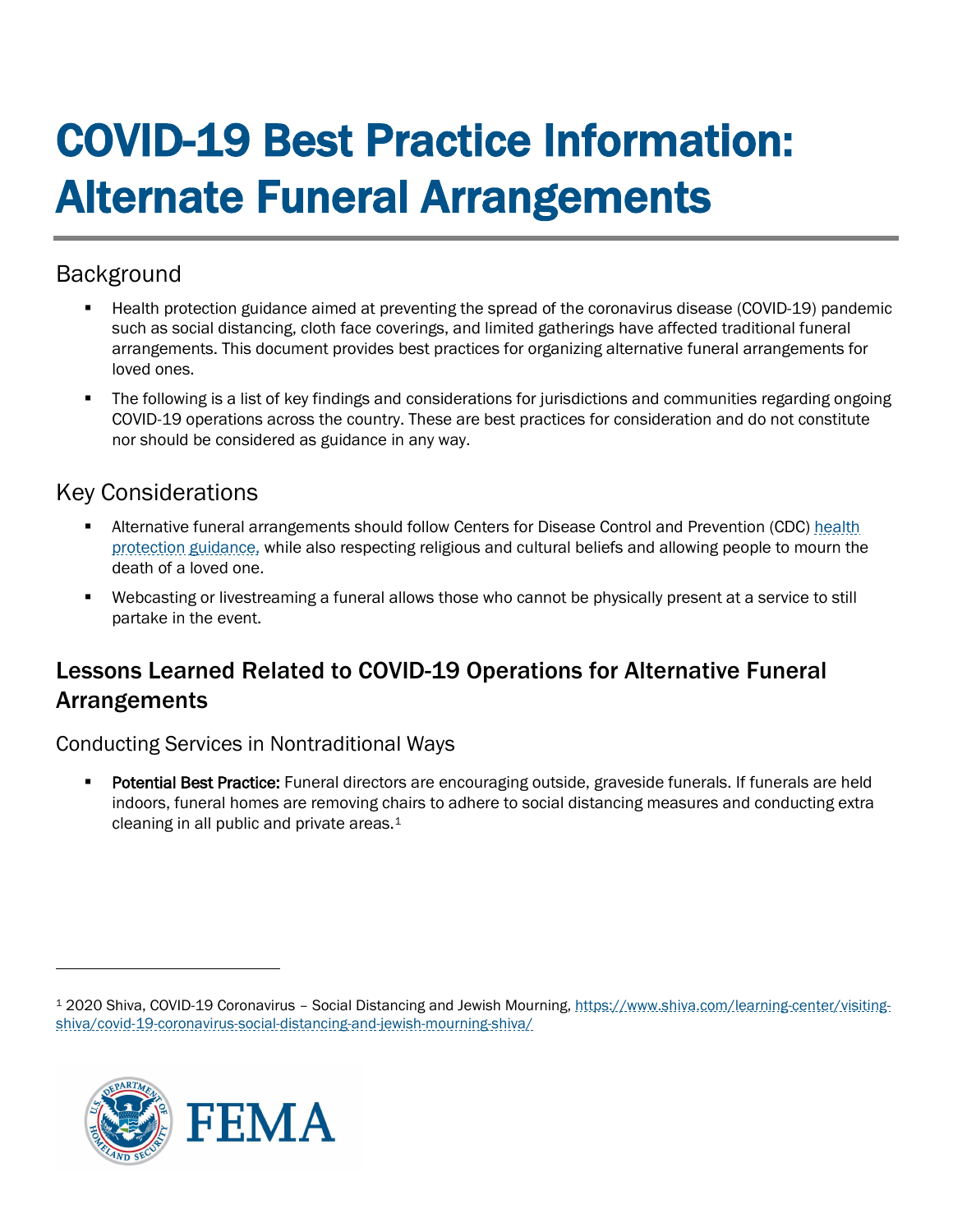# COVID-19 Best Practice Information: Alternate Funeral Arrangements

## Background

- Health protection guidance aimed at preventing the spread of the coronavirus disease (COVID-19) pandemic such as social distancing, cloth face coverings, and limited gatherings have affected traditional funeral arrangements. This document provides best practices for organizing alternative funeral arrangements for loved ones.
- The following is a list of key findings and considerations for jurisdictions and communities regarding ongoing COVID-19 operations across the country. These are best practices for consideration and do not constitute nor should be considered as guidance in any way.

## Key Considerations

- Alternative funeral arrangements should follow Centers for Disease Control and Prevention (CDC) health protection guidance, while also respecting religious and cultural beliefs and allowing people to mourn the death of a loved one.
- Webcasting or livestreaming a funeral allows those who cannot be physically present at a service to still partake in the event.

## Lessons Learned Related to COVID-19 Operations for Alternative Funeral Arrangements

### Conducting Services in Nontraditional Ways

- **Potential Best Practice:** Funeral directors are encouraging outside, graveside funerals. If funerals are held indoors, funeral homes are removing chairs to adhere to social distancing measures and conducting extra cleaning in all public and private areas.[1]

---

[1] 2020 Shiva, COVID-19 Coronavirus – Social Distancing and Jewish Mourning, https://www.shiva.com/learning-center/visiting-shiva/covid-19-coronavirus-social-distancing-and-jewish-mourning-shiva/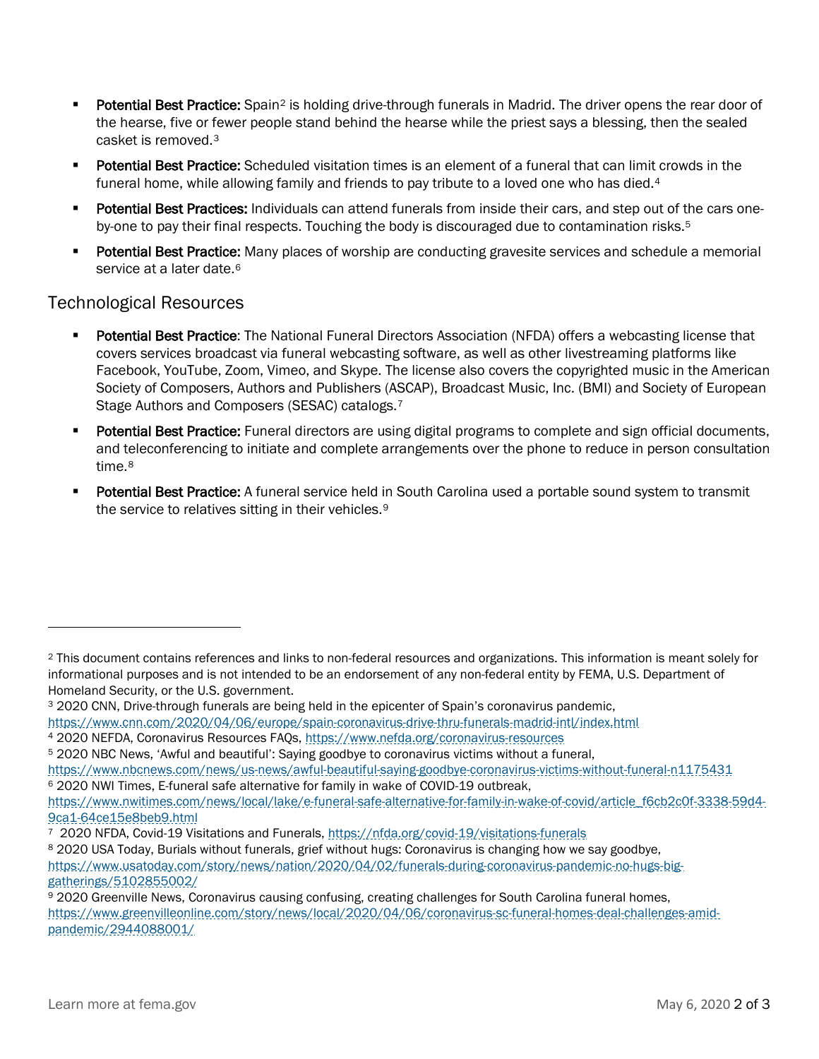- **Potential Best Practice:** Spain[2] is holding drive-through funerals in Madrid. The driver opens the rear door of the hearse, five or fewer people stand behind the hearse while the priest says a blessing, then the sealed casket is removed.[3]
- **Potential Best Practice:** Scheduled visitation times is an element of a funeral that can limit crowds in the funeral home, while allowing family and friends to pay tribute to a loved one who has died.[4]
- **Potential Best Practices:** Individuals can attend funerals from inside their cars, and step out of the cars one-by-one to pay their final respects. Touching the body is discouraged due to contamination risks.[5]
- **Potential Best Practice:** Many places of worship are conducting gravesite services and schedule a memorial service at a later date.[6]

## Technological Resources

- **Potential Best Practice**: The National Funeral Directors Association (NFDA) offers a webcasting license that covers services broadcast via funeral webcasting software, as well as other livestreaming platforms like Facebook, YouTube, Zoom, Vimeo, and Skype. The license also covers the copyrighted music in the American Society of Composers, Authors and Publishers (ASCAP), Broadcast Music, Inc. (BMI) and Society of European Stage Authors and Composers (SESAC) catalogs.[7]
- **Potential Best Practice:** Funeral directors are using digital programs to complete and sign official documents, and teleconferencing to initiate and complete arrangements over the phone to reduce in person consultation time.[8]
- **Potential Best Practice:** A funeral service held in South Carolina used a portable sound system to transmit the service to relatives sitting in their vehicles.[9]

---

[2] This document contains references and links to non-federal resources and organizations. This information is meant solely for informational purposes and is not intended to be an endorsement of any non-federal entity by FEMA, U.S. Department of Homeland Security, or the U.S. government.

[3] 2020 CNN, Drive-through funerals are being held in the epicenter of Spain's coronavirus pandemic, https://www.cnn.com/2020/04/06/europe/spain-coronavirus-drive-thru-funerals-madrid-intl/index.html

[4] 2020 NEFDA, Coronavirus Resources FAQs, https://www.nefda.org/coronavirus-resources

[5] 2020 NBC News, 'Awful and beautiful': Saying goodbye to coronavirus victims without a funeral, https://www.nbcnews.com/news/us-news/awful-beautiful-saying-goodbye-coronavirus-victims-without-funeral-n1175431

[6] 2020 NWI Times, E-funeral safe alternative for family in wake of COVID-19 outbreak, https://www.nwitimes.com/news/local/lake/e-funeral-safe-alternative-for-family-in-wake-of-covid/article_f6cb2c0f-3338-59d4-9ca1-64ce15e8beb9.html

[7] 2020 NFDA, Covid-19 Visitations and Funerals, https://nfda.org/covid-19/visitations-funerals

[8] 2020 USA Today, Burials without funerals, grief without hugs: Coronavirus is changing how we say goodbye, https://www.usatoday.com/story/news/nation/2020/04/02/funerals-during-coronavirus-pandemic-no-hugs-big-gatherings/5102855002/

[9] 2020 Greenville News, Coronavirus causing confusing, creating challenges for South Carolina funeral homes, https://www.greenvilleonline.com/story/news/local/2020/04/06/coronavirus-sc-funeral-homes-deal-challenges-amid-pandemic/2944088001/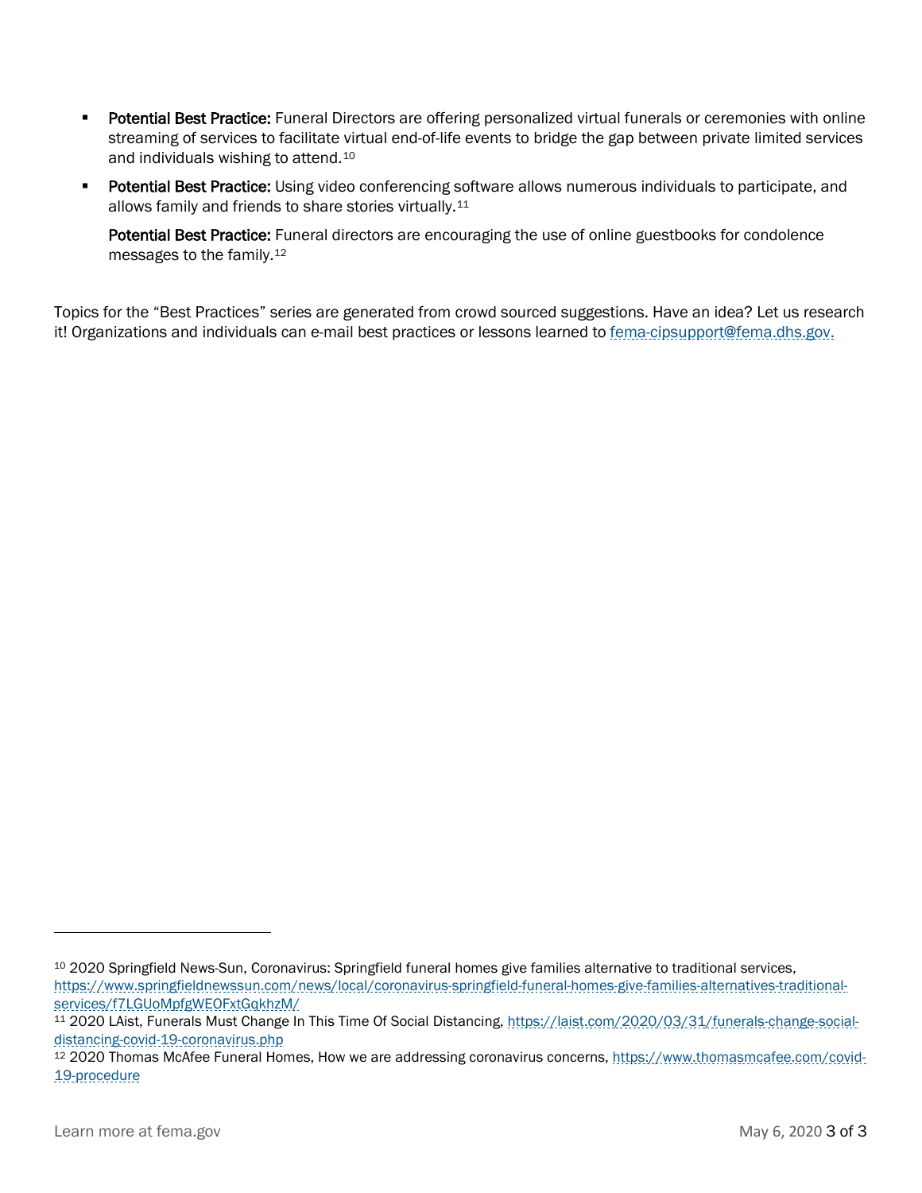- **Potential Best Practice:** Funeral Directors are offering personalized virtual funerals or ceremonies with online streaming of services to facilitate virtual end-of-life events to bridge the gap between private limited services and individuals wishing to attend.[10]
- **Potential Best Practice:** Using video conferencing software allows numerous individuals to participate, and allows family and friends to share stories virtually.[11]

  **Potential Best Practice:** Funeral directors are encouraging the use of online guestbooks for condolence messages to the family.[12]

Topics for the "Best Practices" series are generated from crowd sourced suggestions. Have an idea? Let us research it! Organizations and individuals can e-mail best practices or lessons learned to fema-cipsupport@fema.dhs.gov.

---

[10] 2020 Springfield News-Sun, Coronavirus: Springfield funeral homes give families alternative to traditional services, https://www.springfieldnewssun.com/news/local/coronavirus-springfield-funeral-homes-give-families-alternatives-traditional-services/f7LGUoMpfgWEOFxtGqkhzM/

[11] 2020 LAist, Funerals Must Change In This Time Of Social Distancing, https://laist.com/2020/03/31/funerals-change-social-distancing-covid-19-coronavirus.php

[12] 2020 Thomas McAfee Funeral Homes, How we are addressing coronavirus concerns, https://www.thomasmcafee.com/covid-19-procedure